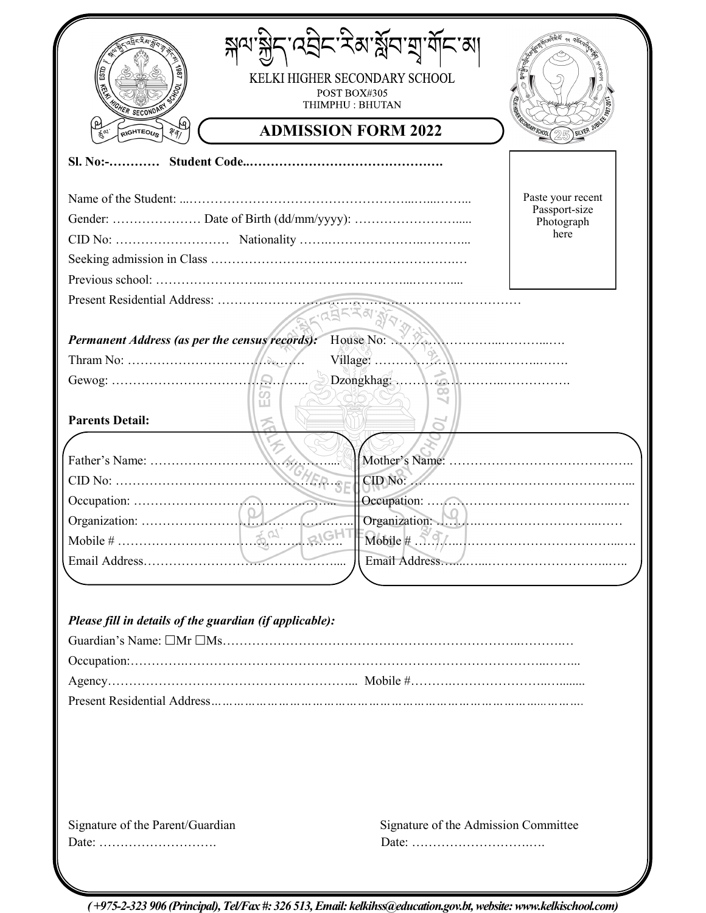# ཀལ་སྐྱིད་འབྲིང་རིམ་སློབ་གྲྭ་གོང་མ།

KELKI HIGHER SECONDARY SCHOOL

POST BOX#305

THIMPHU : BHUTAN

## ADMISSION FORM 2022

**Sl. No:-………… Student Code..……………………………………….**

Paste your recent Passport-size Photograph here

Name of the Student: ...……………………………………………..…...……..

Gender: ………………… Date of Birth (dd/mm/yyyy): …………………….....

CID No: ……………………… Nationality …….…………………..………...

Seeking admission in Class ……………………………………………….…

Previous school: ……………………...……………………………...……....

Present Residential Address: ………………………………………………………………

***Permanent Address (as per the census records):*** House No: ……………………..………..…

Thram No: ………………………………….……. Village: ……………………..………..…….

Gewog: ………………………………….……….. Dzongkhag: ………………………..…………….

**Parents Detail:**

Father's Name: ……………………………………....

CID No: ………………………………….………….

Occupation: ………………………………………...

Organization: …………………………………….…...

Mobile # …………………………………...……….

Email Address……………………………………....

Mother's Name: ……………………………………..

CID No: ……………………………………………...

Occupation: ……………………………………...….

Organization: ……….……………………………..……

Mobile # ……..………………………………………..….

Email Address…...…...…………………………..…..

***Please fill in details of the guardian (if applicable):***

Guardian's Name: ☐Mr ☐Ms………………………………………………………..……….…

Occupation:………….……………………………………………………………………..……...

Agency…………………………………………………... Mobile #……….……………….…........

Present Residential Address..…………………………………………………………….…………

Signature of the Parent/Guardian

Date: ……………………….

Signature of the Admission Committee

Date: ………………………….

*(+975-2-323 906 (Principal), Tel/Fax #: 326 513, Email: kelkihss@education.gov.bt, website: www.kelkischool.com)*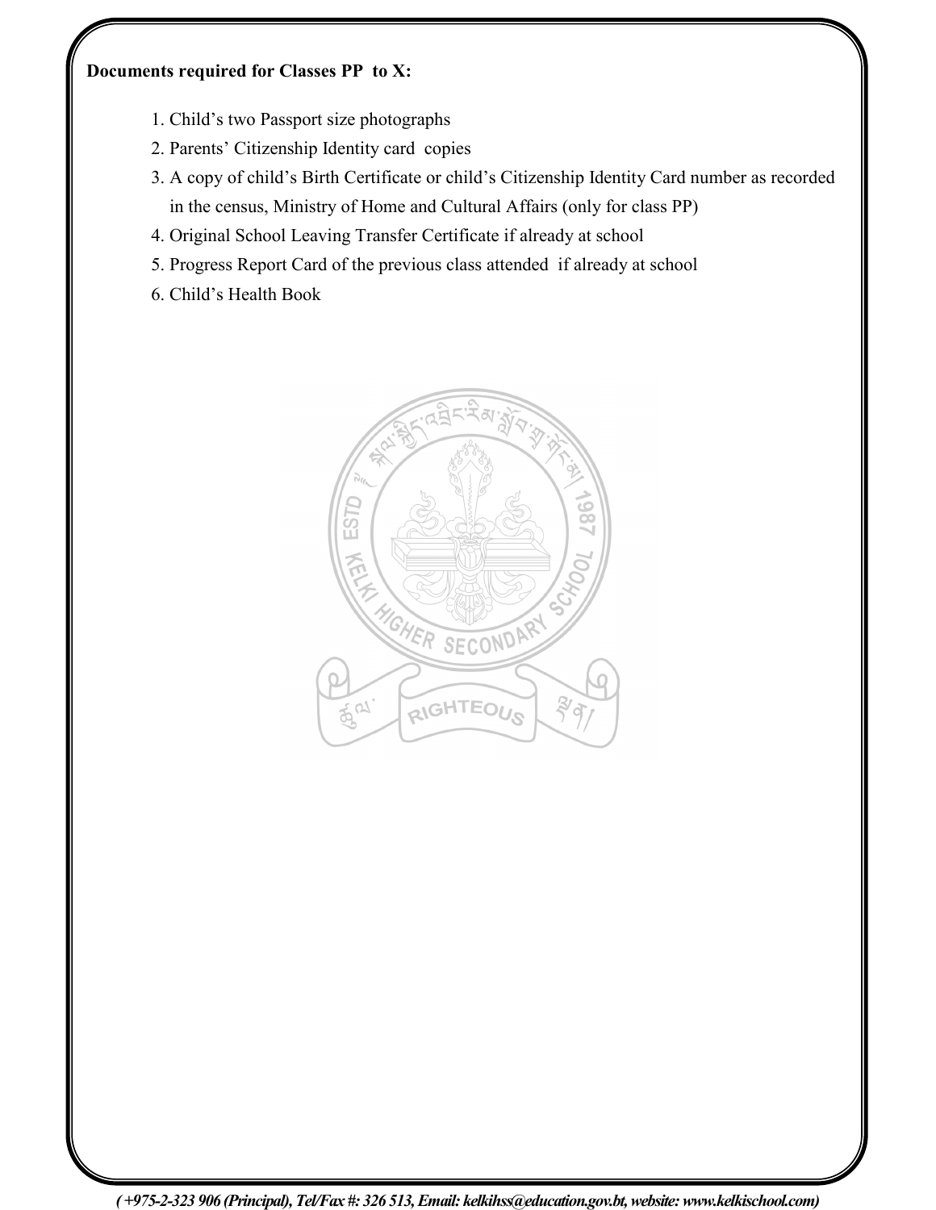**Documents required for Classes PP to X:**

1. Child's two Passport size photographs
2. Parents' Citizenship Identity card copies
3. A copy of child's Birth Certificate or child's Citizenship Identity Card number as recorded in the census, Ministry of Home and Cultural Affairs (only for class PP)
4. Original School Leaving Transfer Certificate if already at school
5. Progress Report Card of the previous class attended if already at school
6. Child's Health Book